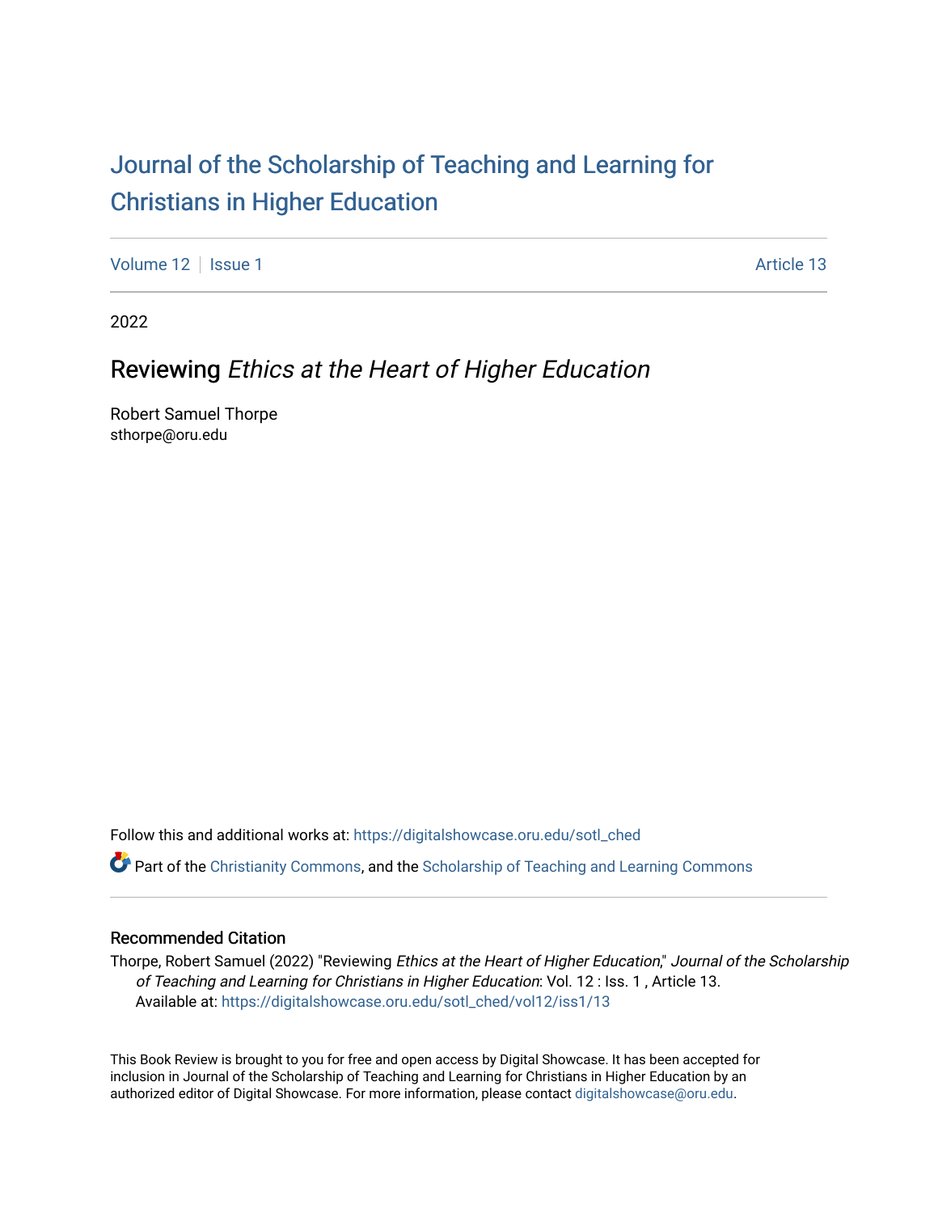# Journal of the Scholarship of Teaching and Learning for Christians in Higher Education

Volume 12 | Issue 1 | Article 13

2022

## Reviewing *Ethics at the Heart of Higher Education*

Robert Samuel Thorpe
sthorpe@oru.edu

Follow this and additional works at: https://digitalshowcase.oru.edu/sotl_ched

Part of the Christianity Commons, and the Scholarship of Teaching and Learning Commons

### Recommended Citation

Thorpe, Robert Samuel (2022) "Reviewing *Ethics at the Heart of Higher Education*," *Journal of the Scholarship of Teaching and Learning for Christians in Higher Education*: Vol. 12 : Iss. 1 , Article 13.
Available at: https://digitalshowcase.oru.edu/sotl_ched/vol12/iss1/13

This Book Review is brought to you for free and open access by Digital Showcase. It has been accepted for inclusion in Journal of the Scholarship of Teaching and Learning for Christians in Higher Education by an authorized editor of Digital Showcase. For more information, please contact digitalshowcase@oru.edu.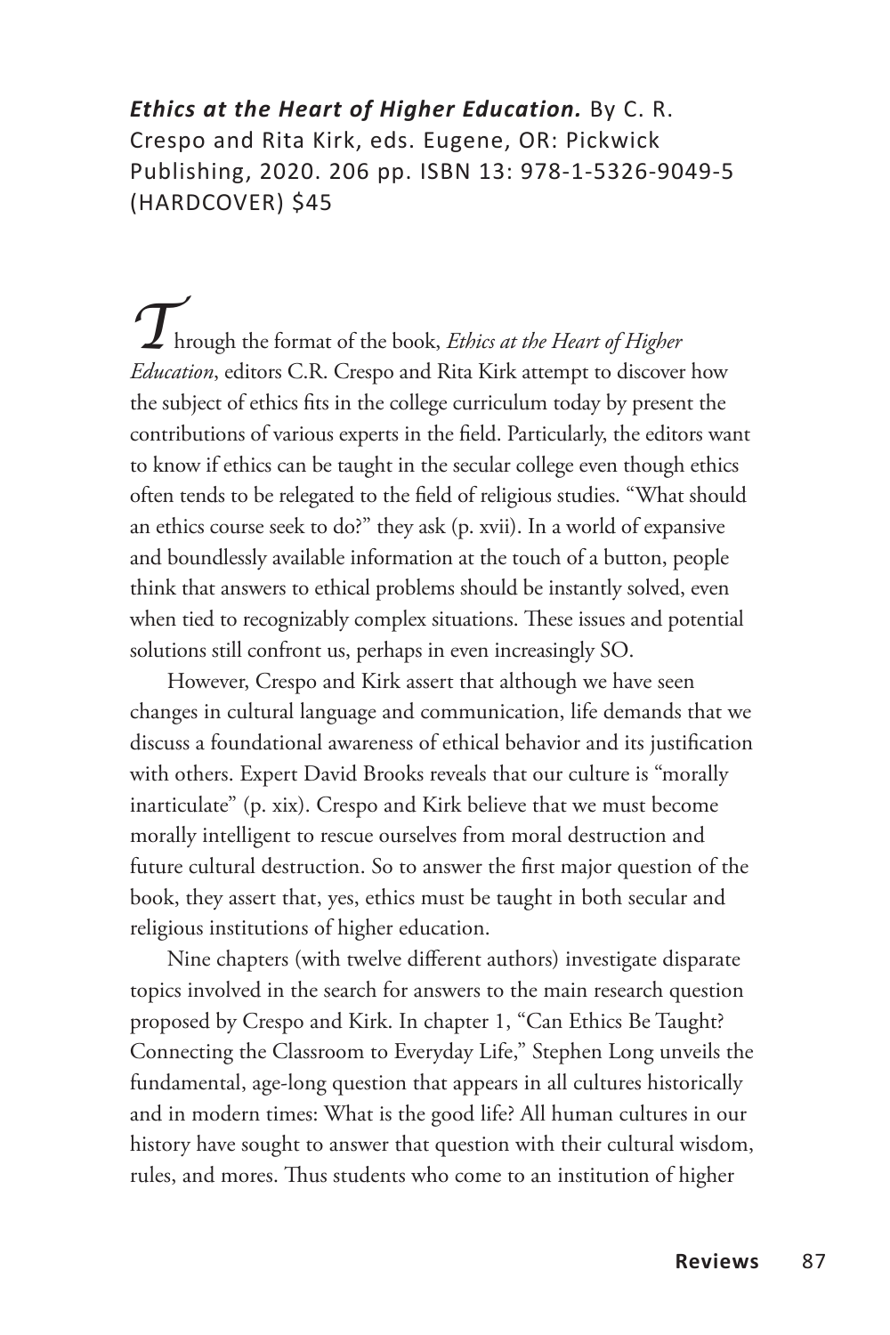***Ethics at the Heart of Higher Education.*** By C. R. Crespo and Rita Kirk, eds. Eugene, OR: Pickwick Publishing, 2020. 206 pp. ISBN 13: 978-1-5326-9049-5 (HARDCOVER) $45

Through the format of the book, *Ethics at the Heart of Higher Education*, editors C.R. Crespo and Rita Kirk attempt to discover how the subject of ethics fits in the college curriculum today by present the contributions of various experts in the field. Particularly, the editors want to know if ethics can be taught in the secular college even though ethics often tends to be relegated to the field of religious studies. "What should an ethics course seek to do?" they ask (p. xvii). In a world of expansive and boundlessly available information at the touch of a button, people think that answers to ethical problems should be instantly solved, even when tied to recognizably complex situations. These issues and potential solutions still confront us, perhaps in even increasingly SO.

However, Crespo and Kirk assert that although we have seen changes in cultural language and communication, life demands that we discuss a foundational awareness of ethical behavior and its justification with others. Expert David Brooks reveals that our culture is "morally inarticulate" (p. xix). Crespo and Kirk believe that we must become morally intelligent to rescue ourselves from moral destruction and future cultural destruction. So to answer the first major question of the book, they assert that, yes, ethics must be taught in both secular and religious institutions of higher education.

Nine chapters (with twelve different authors) investigate disparate topics involved in the search for answers to the main research question proposed by Crespo and Kirk. In chapter 1, "Can Ethics Be Taught? Connecting the Classroom to Everyday Life," Stephen Long unveils the fundamental, age-long question that appears in all cultures historically and in modern times: What is the good life? All human cultures in our history have sought to answer that question with their cultural wisdom, rules, and mores. Thus students who come to an institution of higher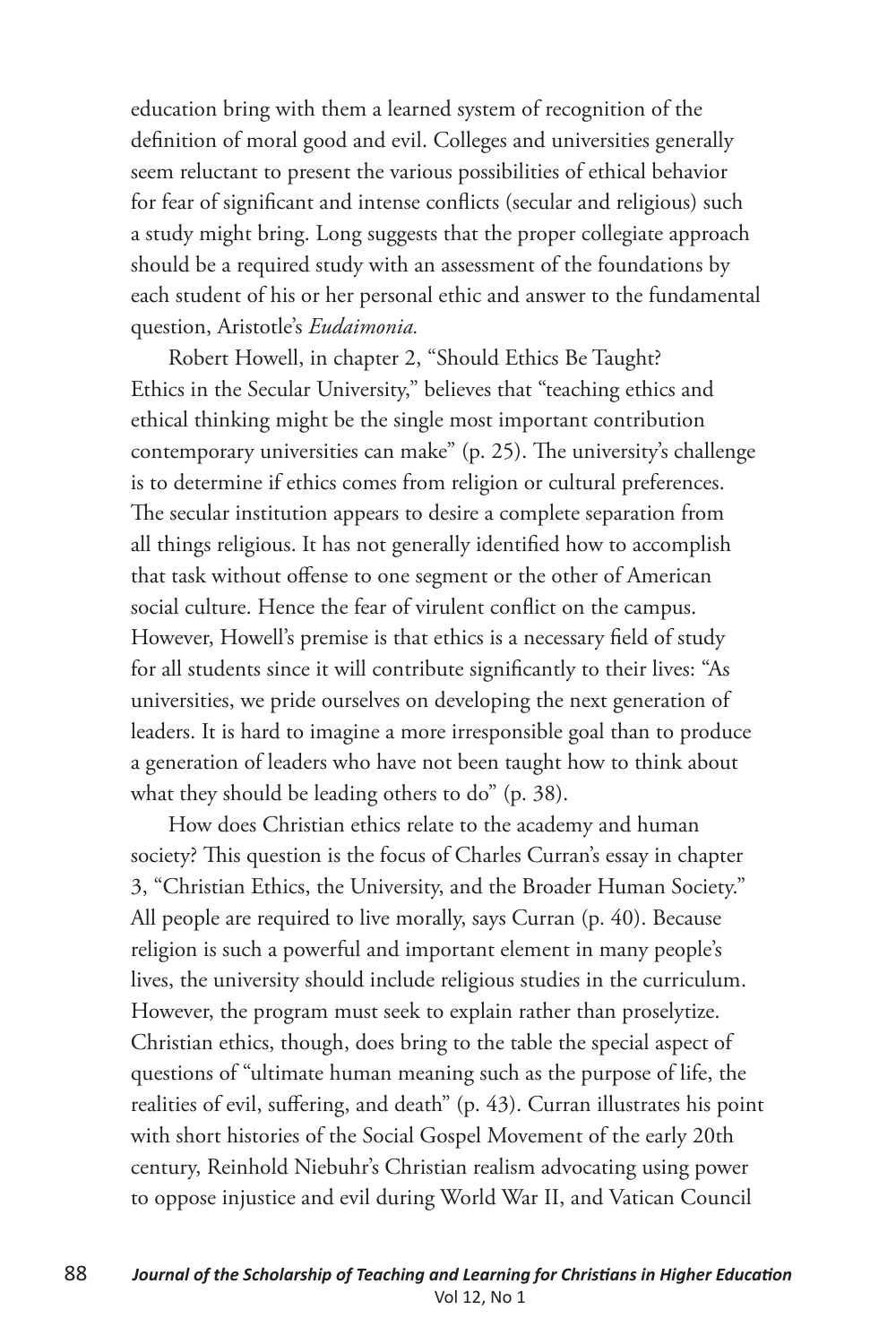education bring with them a learned system of recognition of the definition of moral good and evil. Colleges and universities generally seem reluctant to present the various possibilities of ethical behavior for fear of significant and intense conflicts (secular and religious) such a study might bring. Long suggests that the proper collegiate approach should be a required study with an assessment of the foundations by each student of his or her personal ethic and answer to the fundamental question, Aristotle's *Eudaimonia.*

Robert Howell, in chapter 2, "Should Ethics Be Taught? Ethics in the Secular University," believes that "teaching ethics and ethical thinking might be the single most important contribution contemporary universities can make" (p. 25). The university's challenge is to determine if ethics comes from religion or cultural preferences. The secular institution appears to desire a complete separation from all things religious. It has not generally identified how to accomplish that task without offense to one segment or the other of American social culture. Hence the fear of virulent conflict on the campus. However, Howell's premise is that ethics is a necessary field of study for all students since it will contribute significantly to their lives: "As universities, we pride ourselves on developing the next generation of leaders. It is hard to imagine a more irresponsible goal than to produce a generation of leaders who have not been taught how to think about what they should be leading others to do" (p. 38).

How does Christian ethics relate to the academy and human society? This question is the focus of Charles Curran's essay in chapter 3, "Christian Ethics, the University, and the Broader Human Society." All people are required to live morally, says Curran (p. 40). Because religion is such a powerful and important element in many people's lives, the university should include religious studies in the curriculum. However, the program must seek to explain rather than proselytize. Christian ethics, though, does bring to the table the special aspect of questions of "ultimate human meaning such as the purpose of life, the realities of evil, suffering, and death" (p. 43). Curran illustrates his point with short histories of the Social Gospel Movement of the early 20th century, Reinhold Niebuhr's Christian realism advocating using power to oppose injustice and evil during World War II, and Vatican Council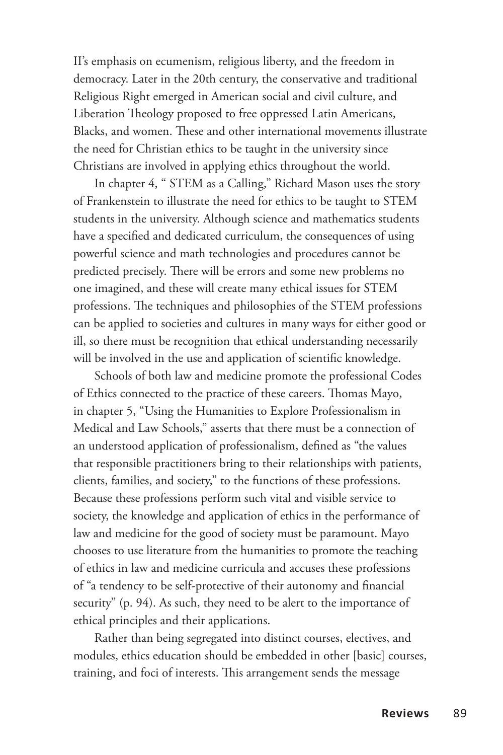II's emphasis on ecumenism, religious liberty, and the freedom in democracy. Later in the 20th century, the conservative and traditional Religious Right emerged in American social and civil culture, and Liberation Theology proposed to free oppressed Latin Americans, Blacks, and women. These and other international movements illustrate the need for Christian ethics to be taught in the university since Christians are involved in applying ethics throughout the world.

In chapter 4, " STEM as a Calling," Richard Mason uses the story of Frankenstein to illustrate the need for ethics to be taught to STEM students in the university. Although science and mathematics students have a specified and dedicated curriculum, the consequences of using powerful science and math technologies and procedures cannot be predicted precisely. There will be errors and some new problems no one imagined, and these will create many ethical issues for STEM professions. The techniques and philosophies of the STEM professions can be applied to societies and cultures in many ways for either good or ill, so there must be recognition that ethical understanding necessarily will be involved in the use and application of scientific knowledge.

Schools of both law and medicine promote the professional Codes of Ethics connected to the practice of these careers. Thomas Mayo, in chapter 5, "Using the Humanities to Explore Professionalism in Medical and Law Schools," asserts that there must be a connection of an understood application of professionalism, defined as "the values that responsible practitioners bring to their relationships with patients, clients, families, and society," to the functions of these professions. Because these professions perform such vital and visible service to society, the knowledge and application of ethics in the performance of law and medicine for the good of society must be paramount. Mayo chooses to use literature from the humanities to promote the teaching of ethics in law and medicine curricula and accuses these professions of "a tendency to be self-protective of their autonomy and financial security" (p. 94). As such, they need to be alert to the importance of ethical principles and their applications.

Rather than being segregated into distinct courses, electives, and modules, ethics education should be embedded in other [basic] courses, training, and foci of interests. This arrangement sends the message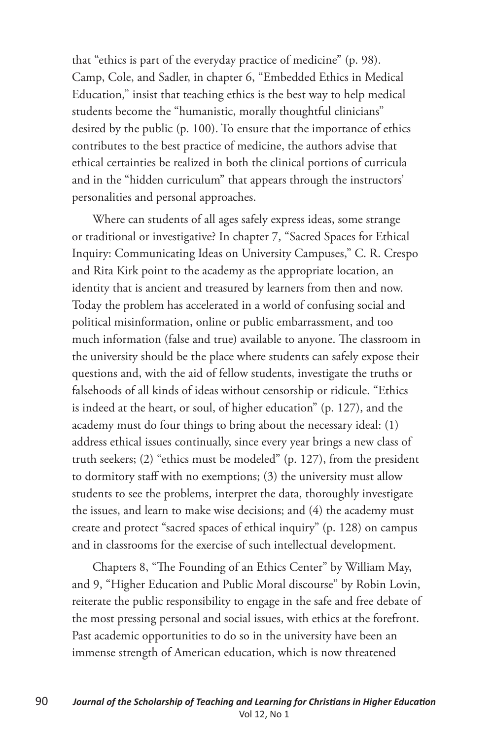that "ethics is part of the everyday practice of medicine" (p. 98). Camp, Cole, and Sadler, in chapter 6, "Embedded Ethics in Medical Education," insist that teaching ethics is the best way to help medical students become the "humanistic, morally thoughtful clinicians" desired by the public (p. 100). To ensure that the importance of ethics contributes to the best practice of medicine, the authors advise that ethical certainties be realized in both the clinical portions of curricula and in the "hidden curriculum" that appears through the instructors' personalities and personal approaches.

Where can students of all ages safely express ideas, some strange or traditional or investigative? In chapter 7, "Sacred Spaces for Ethical Inquiry: Communicating Ideas on University Campuses," C. R. Crespo and Rita Kirk point to the academy as the appropriate location, an identity that is ancient and treasured by learners from then and now. Today the problem has accelerated in a world of confusing social and political misinformation, online or public embarrassment, and too much information (false and true) available to anyone. The classroom in the university should be the place where students can safely expose their questions and, with the aid of fellow students, investigate the truths or falsehoods of all kinds of ideas without censorship or ridicule. "Ethics is indeed at the heart, or soul, of higher education" (p. 127), and the academy must do four things to bring about the necessary ideal: (1) address ethical issues continually, since every year brings a new class of truth seekers; (2) "ethics must be modeled" (p. 127), from the president to dormitory staff with no exemptions; (3) the university must allow students to see the problems, interpret the data, thoroughly investigate the issues, and learn to make wise decisions; and (4) the academy must create and protect "sacred spaces of ethical inquiry" (p. 128) on campus and in classrooms for the exercise of such intellectual development.

Chapters 8, "The Founding of an Ethics Center" by William May, and 9, "Higher Education and Public Moral discourse" by Robin Lovin, reiterate the public responsibility to engage in the safe and free debate of the most pressing personal and social issues, with ethics at the forefront. Past academic opportunities to do so in the university have been an immense strength of American education, which is now threatened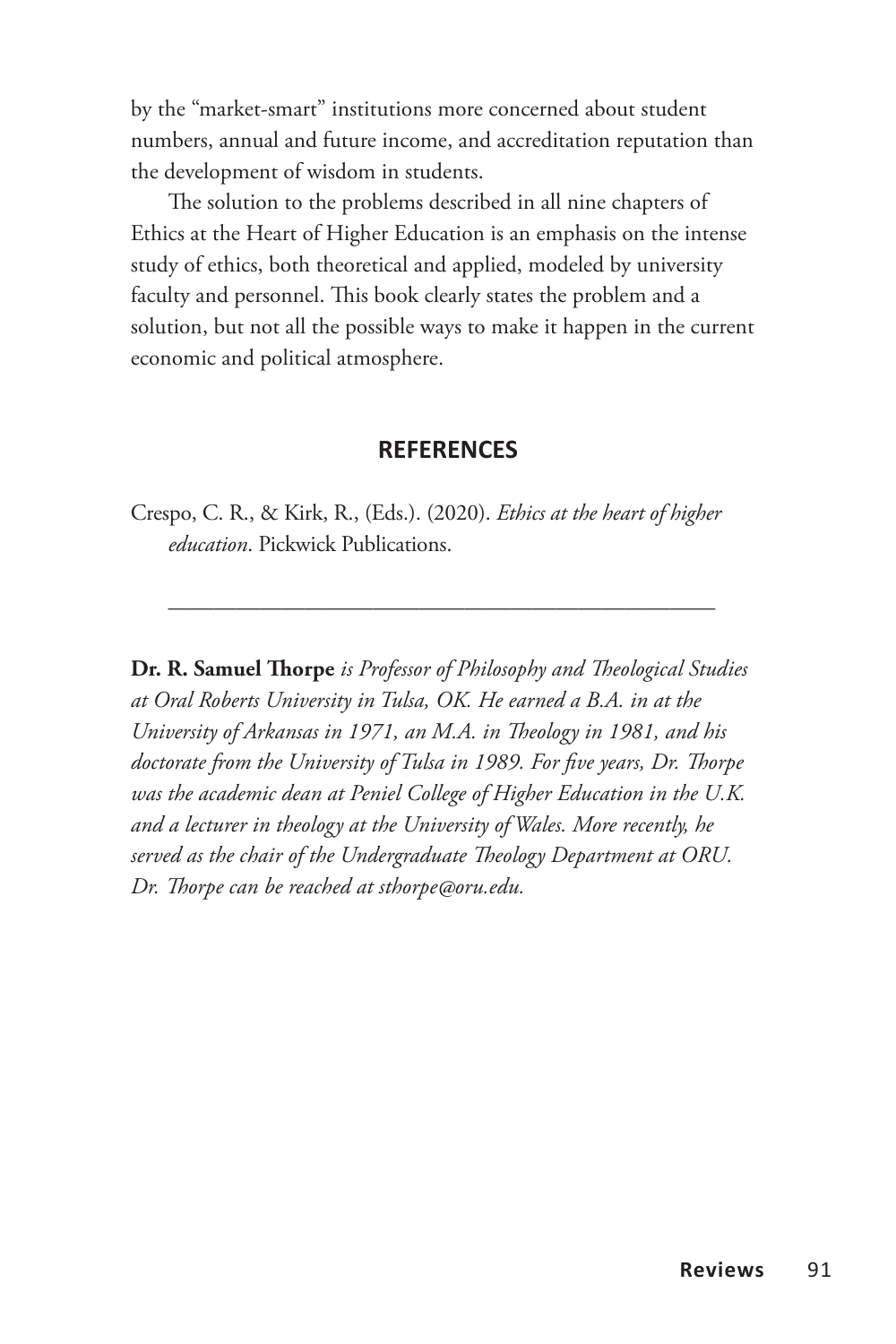by the "market-smart" institutions more concerned about student numbers, annual and future income, and accreditation reputation than the development of wisdom in students.

The solution to the problems described in all nine chapters of Ethics at the Heart of Higher Education is an emphasis on the intense study of ethics, both theoretical and applied, modeled by university faculty and personnel. This book clearly states the problem and a solution, but not all the possible ways to make it happen in the current economic and political atmosphere.

## REFERENCES

Crespo, C. R., & Kirk, R., (Eds.). (2020). *Ethics at the heart of higher education*. Pickwick Publications.

---

**Dr. R. Samuel Thorpe** *is Professor of Philosophy and Theological Studies at Oral Roberts University in Tulsa, OK. He earned a B.A. in at the University of Arkansas in 1971, an M.A. in Theology in 1981, and his doctorate from the University of Tulsa in 1989. For five years, Dr. Thorpe was the academic dean at Peniel College of Higher Education in the U.K. and a lecturer in theology at the University of Wales. More recently, he served as the chair of the Undergraduate Theology Department at ORU. Dr. Thorpe can be reached at sthorpe@oru.edu.*